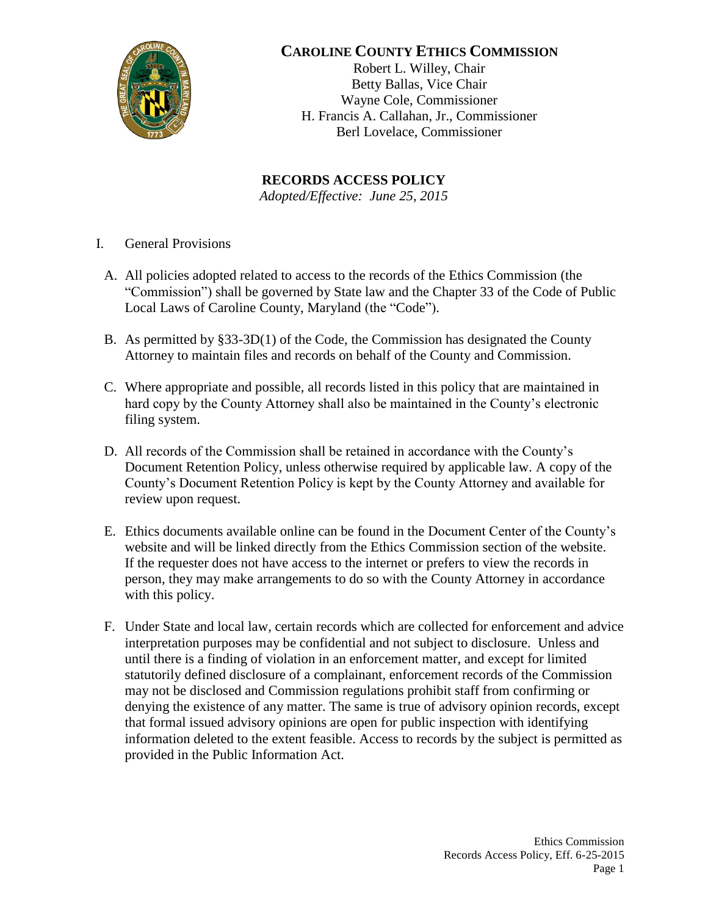# CAROLINE COUNTY ETHICS COMMISSION

Robert L. Willey, Chair
Betty Ballas, Vice Chair
Wayne Cole, Commissioner
H. Francis A. Callahan, Jr., Commissioner
Berl Lovelace, Commissioner

## RECORDS ACCESS POLICY

*Adopted/Effective: June 25, 2015*

I. General Provisions

A. All policies adopted related to access to the records of the Ethics Commission (the "Commission") shall be governed by State law and the Chapter 33 of the Code of Public Local Laws of Caroline County, Maryland (the "Code").

B. As permitted by §33-3D(1) of the Code, the Commission has designated the County Attorney to maintain files and records on behalf of the County and Commission.

C. Where appropriate and possible, all records listed in this policy that are maintained in hard copy by the County Attorney shall also be maintained in the County's electronic filing system.

D. All records of the Commission shall be retained in accordance with the County's Document Retention Policy, unless otherwise required by applicable law. A copy of the County's Document Retention Policy is kept by the County Attorney and available for review upon request.

E. Ethics documents available online can be found in the Document Center of the County's website and will be linked directly from the Ethics Commission section of the website. If the requester does not have access to the internet or prefers to view the records in person, they may make arrangements to do so with the County Attorney in accordance with this policy.

F. Under State and local law, certain records which are collected for enforcement and advice interpretation purposes may be confidential and not subject to disclosure. Unless and until there is a finding of violation in an enforcement matter, and except for limited statutorily defined disclosure of a complainant, enforcement records of the Commission may not be disclosed and Commission regulations prohibit staff from confirming or denying the existence of any matter. The same is true of advisory opinion records, except that formal issued advisory opinions are open for public inspection with identifying information deleted to the extent feasible. Access to records by the subject is permitted as provided in the Public Information Act.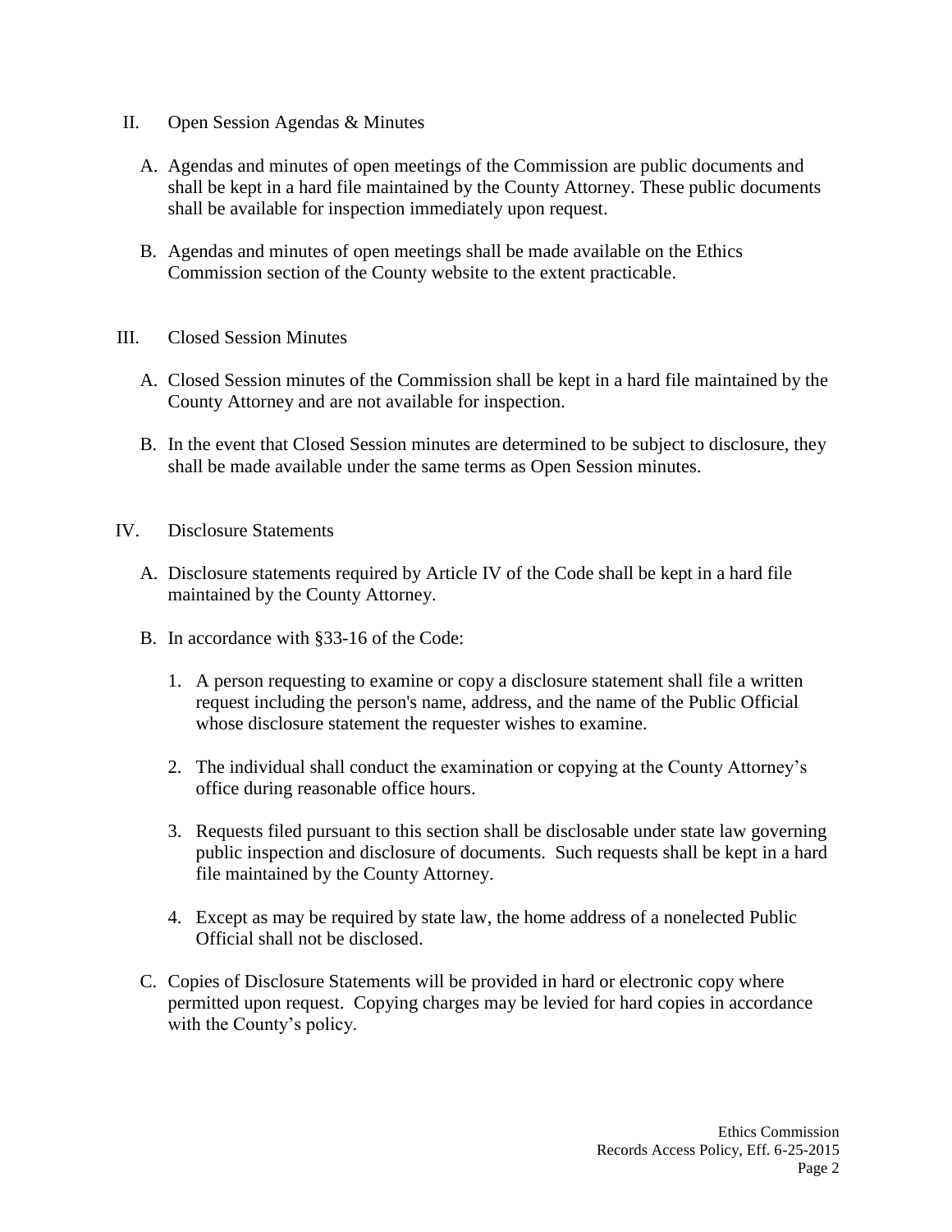## II. Open Session Agendas & Minutes

A. Agendas and minutes of open meetings of the Commission are public documents and shall be kept in a hard file maintained by the County Attorney. These public documents shall be available for inspection immediately upon request.

B. Agendas and minutes of open meetings shall be made available on the Ethics Commission section of the County website to the extent practicable.

## III. Closed Session Minutes

A. Closed Session minutes of the Commission shall be kept in a hard file maintained by the County Attorney and are not available for inspection.

B. In the event that Closed Session minutes are determined to be subject to disclosure, they shall be made available under the same terms as Open Session minutes.

## IV. Disclosure Statements

A. Disclosure statements required by Article IV of the Code shall be kept in a hard file maintained by the County Attorney.

B. In accordance with §33-16 of the Code:

1. A person requesting to examine or copy a disclosure statement shall file a written request including the person's name, address, and the name of the Public Official whose disclosure statement the requester wishes to examine.

2. The individual shall conduct the examination or copying at the County Attorney's office during reasonable office hours.

3. Requests filed pursuant to this section shall be disclosable under state law governing public inspection and disclosure of documents. Such requests shall be kept in a hard file maintained by the County Attorney.

4. Except as may be required by state law, the home address of a nonelected Public Official shall not be disclosed.

C. Copies of Disclosure Statements will be provided in hard or electronic copy where permitted upon request. Copying charges may be levied for hard copies in accordance with the County's policy.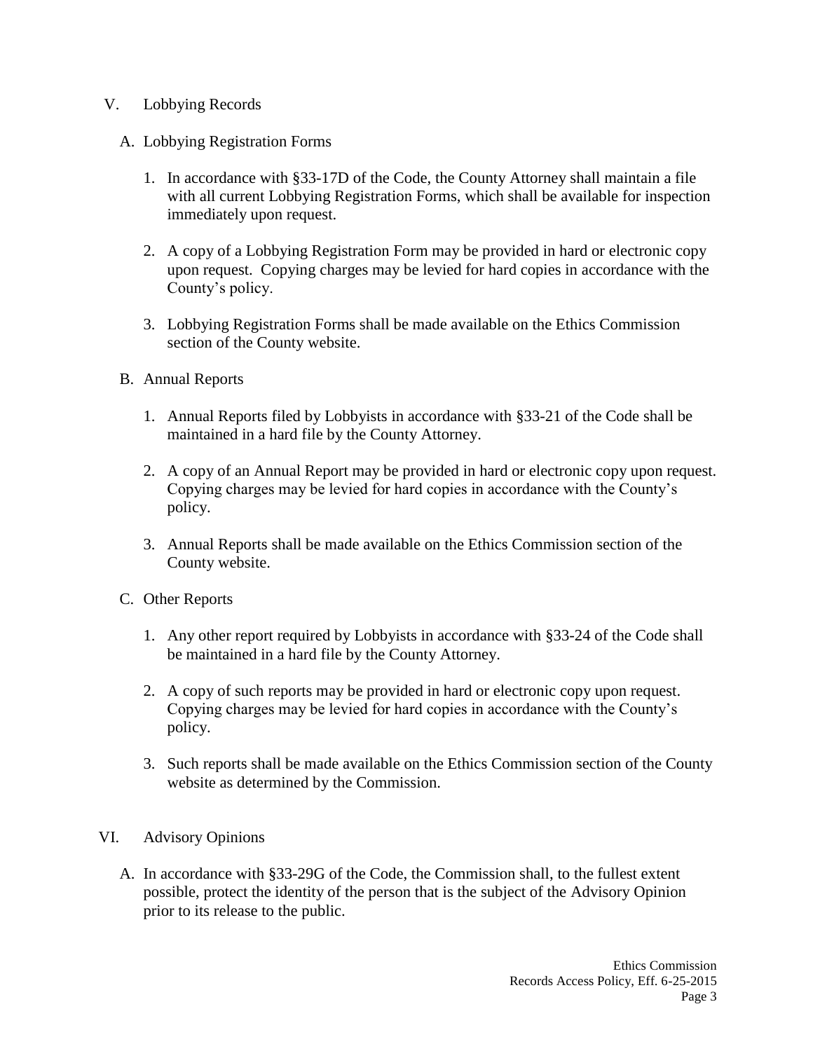## V. Lobbying Records

### A. Lobbying Registration Forms

1. In accordance with §33-17D of the Code, the County Attorney shall maintain a file with all current Lobbying Registration Forms, which shall be available for inspection immediately upon request.

2. A copy of a Lobbying Registration Form may be provided in hard or electronic copy upon request. Copying charges may be levied for hard copies in accordance with the County's policy.

3. Lobbying Registration Forms shall be made available on the Ethics Commission section of the County website.

### B. Annual Reports

1. Annual Reports filed by Lobbyists in accordance with §33-21 of the Code shall be maintained in a hard file by the County Attorney.

2. A copy of an Annual Report may be provided in hard or electronic copy upon request. Copying charges may be levied for hard copies in accordance with the County's policy.

3. Annual Reports shall be made available on the Ethics Commission section of the County website.

### C. Other Reports

1. Any other report required by Lobbyists in accordance with §33-24 of the Code shall be maintained in a hard file by the County Attorney.

2. A copy of such reports may be provided in hard or electronic copy upon request. Copying charges may be levied for hard copies in accordance with the County's policy.

3. Such reports shall be made available on the Ethics Commission section of the County website as determined by the Commission.

## VI. Advisory Opinions

A. In accordance with §33-29G of the Code, the Commission shall, to the fullest extent possible, protect the identity of the person that is the subject of the Advisory Opinion prior to its release to the public.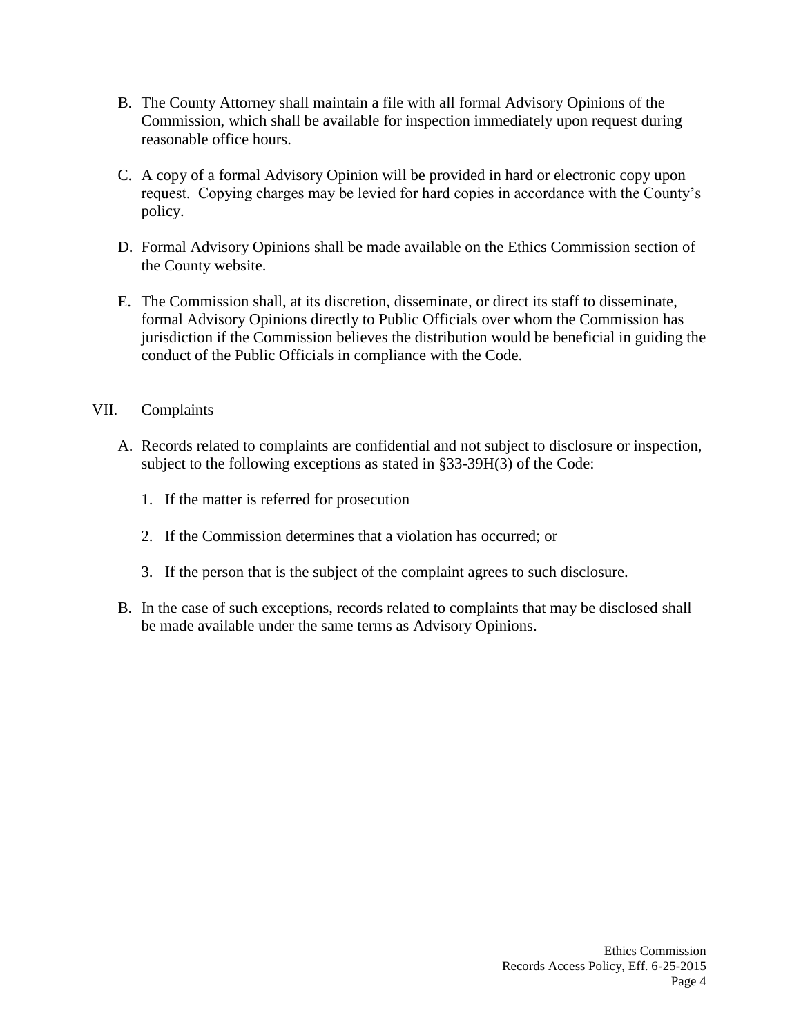B. The County Attorney shall maintain a file with all formal Advisory Opinions of the Commission, which shall be available for inspection immediately upon request during reasonable office hours.

C. A copy of a formal Advisory Opinion will be provided in hard or electronic copy upon request. Copying charges may be levied for hard copies in accordance with the County's policy.

D. Formal Advisory Opinions shall be made available on the Ethics Commission section of the County website.

E. The Commission shall, at its discretion, disseminate, or direct its staff to disseminate, formal Advisory Opinions directly to Public Officials over whom the Commission has jurisdiction if the Commission believes the distribution would be beneficial in guiding the conduct of the Public Officials in compliance with the Code.

## VII. Complaints

A. Records related to complaints are confidential and not subject to disclosure or inspection, subject to the following exceptions as stated in §33-39H(3) of the Code:

1. If the matter is referred for prosecution

2. If the Commission determines that a violation has occurred; or

3. If the person that is the subject of the complaint agrees to such disclosure.

B. In the case of such exceptions, records related to complaints that may be disclosed shall be made available under the same terms as Advisory Opinions.